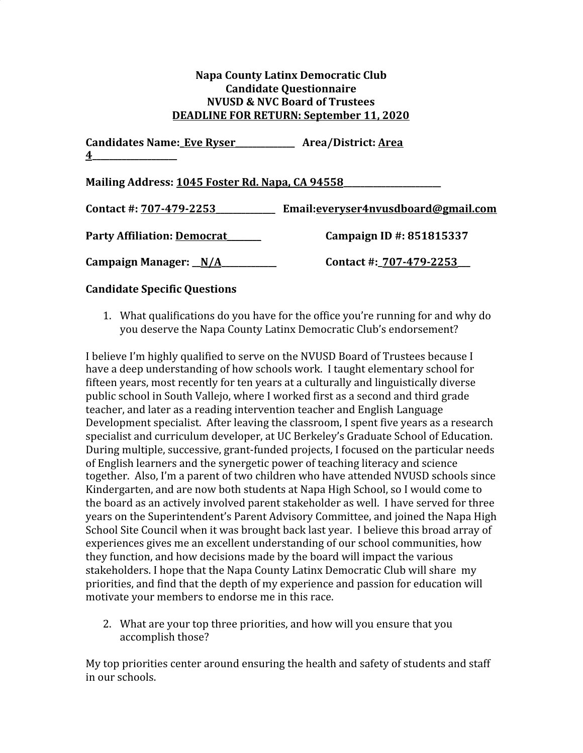**Napa County Latinx Democratic Club**
**Candidate Questionnaire**
**NVUSD & NVC Board of Trustees**
**DEADLINE FOR RETURN: September 11, 2020**

**Candidates Name:** Eve Ryser **Area/District:** Area 4

**Mailing Address:** 1045 Foster Rd. Napa, CA 94558

**Contact #:** 707-479-2253 **Email:** everyser4nvusdboard@gmail.com

**Party Affiliation:** Democrat **Campaign ID #: 851815337**

**Campaign Manager:** N/A **Contact #:** 707-479-2253

**Candidate Specific Questions**

1. What qualifications do you have for the office you're running for and why do you deserve the Napa County Latinx Democratic Club's endorsement?

I believe I'm highly qualified to serve on the NVUSD Board of Trustees because I have a deep understanding of how schools work. I taught elementary school for fifteen years, most recently for ten years at a culturally and linguistically diverse public school in South Vallejo, where I worked first as a second and third grade teacher, and later as a reading intervention teacher and English Language Development specialist. After leaving the classroom, I spent five years as a research specialist and curriculum developer, at UC Berkeley's Graduate School of Education. During multiple, successive, grant-funded projects, I focused on the particular needs of English learners and the synergetic power of teaching literacy and science together. Also, I'm a parent of two children who have attended NVUSD schools since Kindergarten, and are now both students at Napa High School, so I would come to the board as an actively involved parent stakeholder as well. I have served for three years on the Superintendent's Parent Advisory Committee, and joined the Napa High School Site Council when it was brought back last year. I believe this broad array of experiences gives me an excellent understanding of our school communities, how they function, and how decisions made by the board will impact the various stakeholders. I hope that the Napa County Latinx Democratic Club will share my priorities, and find that the depth of my experience and passion for education will motivate your members to endorse me in this race.

2. What are your top three priorities, and how will you ensure that you accomplish those?

My top priorities center around ensuring the health and safety of students and staff in our schools.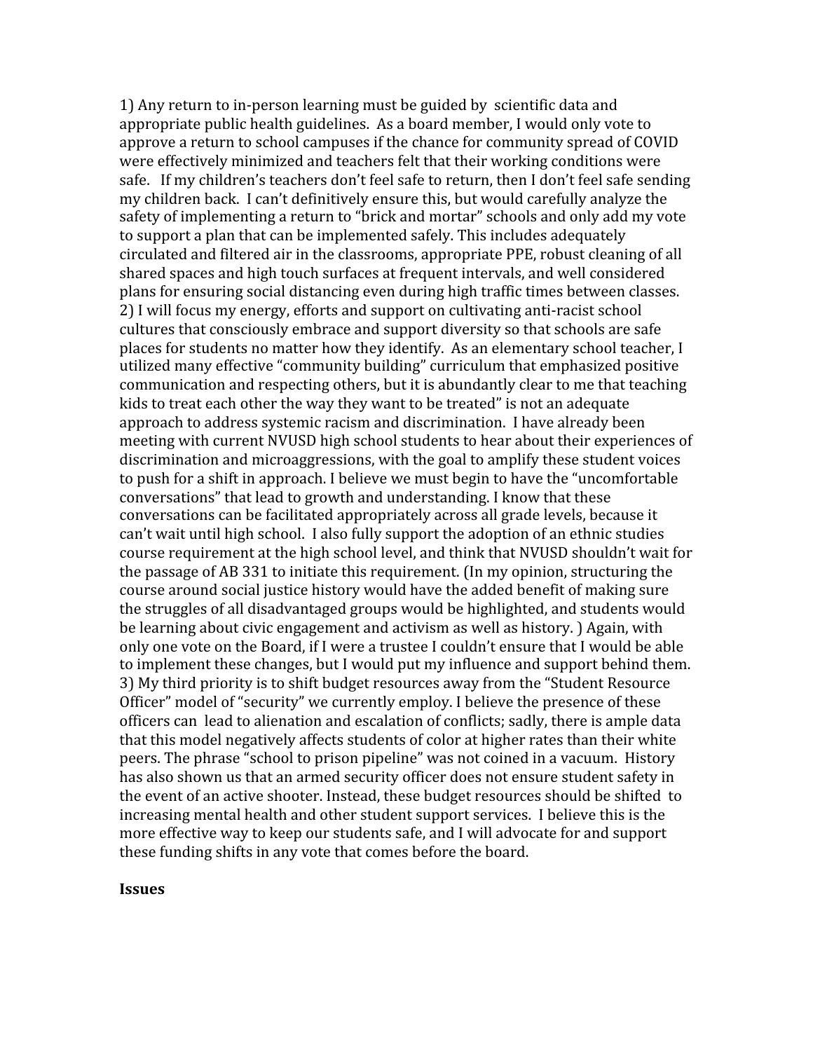1) Any return to in-person learning must be guided by scientific data and appropriate public health guidelines. As a board member, I would only vote to approve a return to school campuses if the chance for community spread of COVID were effectively minimized and teachers felt that their working conditions were safe. If my children's teachers don't feel safe to return, then I don't feel safe sending my children back. I can't definitively ensure this, but would carefully analyze the safety of implementing a return to "brick and mortar" schools and only add my vote to support a plan that can be implemented safely. This includes adequately circulated and filtered air in the classrooms, appropriate PPE, robust cleaning of all shared spaces and high touch surfaces at frequent intervals, and well considered plans for ensuring social distancing even during high traffic times between classes.

2) I will focus my energy, efforts and support on cultivating anti-racist school cultures that consciously embrace and support diversity so that schools are safe places for students no matter how they identify. As an elementary school teacher, I utilized many effective "community building" curriculum that emphasized positive communication and respecting others, but it is abundantly clear to me that teaching kids to treat each other the way they want to be treated" is not an adequate approach to address systemic racism and discrimination. I have already been meeting with current NVUSD high school students to hear about their experiences of discrimination and microaggressions, with the goal to amplify these student voices to push for a shift in approach. I believe we must begin to have the "uncomfortable conversations" that lead to growth and understanding. I know that these conversations can be facilitated appropriately across all grade levels, because it can't wait until high school. I also fully support the adoption of an ethnic studies course requirement at the high school level, and think that NVUSD shouldn't wait for the passage of AB 331 to initiate this requirement. (In my opinion, structuring the course around social justice history would have the added benefit of making sure the struggles of all disadvantaged groups would be highlighted, and students would be learning about civic engagement and activism as well as history. ) Again, with only one vote on the Board, if I were a trustee I couldn't ensure that I would be able to implement these changes, but I would put my influence and support behind them.

3) My third priority is to shift budget resources away from the "Student Resource Officer" model of "security" we currently employ. I believe the presence of these officers can lead to alienation and escalation of conflicts; sadly, there is ample data that this model negatively affects students of color at higher rates than their white peers. The phrase "school to prison pipeline" was not coined in a vacuum. History has also shown us that an armed security officer does not ensure student safety in the event of an active shooter. Instead, these budget resources should be shifted to increasing mental health and other student support services. I believe this is the more effective way to keep our students safe, and I will advocate for and support these funding shifts in any vote that comes before the board.

**Issues**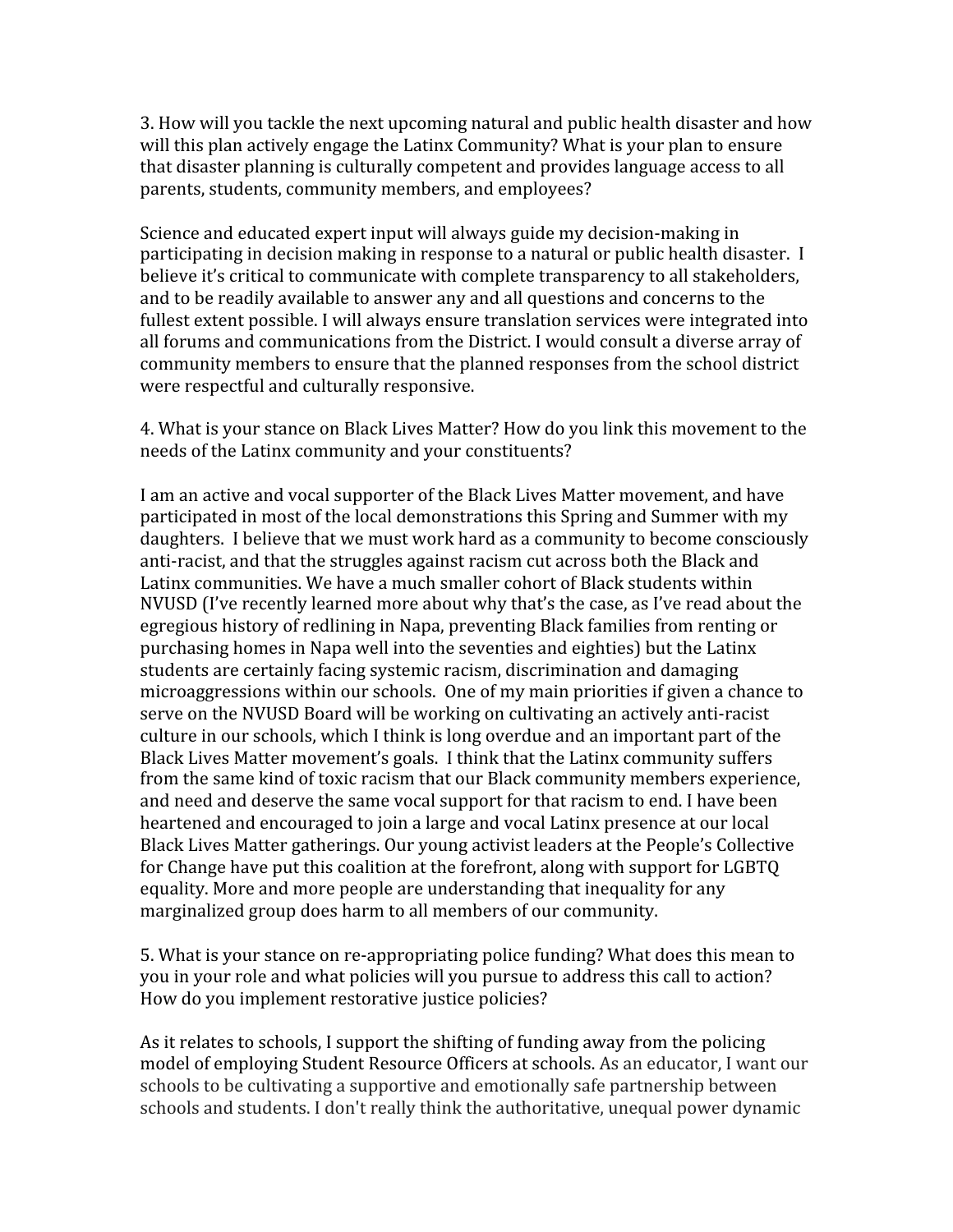3. How will you tackle the next upcoming natural and public health disaster and how will this plan actively engage the Latinx Community? What is your plan to ensure that disaster planning is culturally competent and provides language access to all parents, students, community members, and employees?

Science and educated expert input will always guide my decision-making in participating in decision making in response to a natural or public health disaster. I believe it's critical to communicate with complete transparency to all stakeholders, and to be readily available to answer any and all questions and concerns to the fullest extent possible. I will always ensure translation services were integrated into all forums and communications from the District. I would consult a diverse array of community members to ensure that the planned responses from the school district were respectful and culturally responsive.

4. What is your stance on Black Lives Matter? How do you link this movement to the needs of the Latinx community and your constituents?

I am an active and vocal supporter of the Black Lives Matter movement, and have participated in most of the local demonstrations this Spring and Summer with my daughters. I believe that we must work hard as a community to become consciously anti-racist, and that the struggles against racism cut across both the Black and Latinx communities. We have a much smaller cohort of Black students within NVUSD (I've recently learned more about why that's the case, as I've read about the egregious history of redlining in Napa, preventing Black families from renting or purchasing homes in Napa well into the seventies and eighties) but the Latinx students are certainly facing systemic racism, discrimination and damaging microaggressions within our schools. One of my main priorities if given a chance to serve on the NVUSD Board will be working on cultivating an actively anti-racist culture in our schools, which I think is long overdue and an important part of the Black Lives Matter movement's goals. I think that the Latinx community suffers from the same kind of toxic racism that our Black community members experience, and need and deserve the same vocal support for that racism to end. I have been heartened and encouraged to join a large and vocal Latinx presence at our local Black Lives Matter gatherings. Our young activist leaders at the People's Collective for Change have put this coalition at the forefront, along with support for LGBTQ equality. More and more people are understanding that inequality for any marginalized group does harm to all members of our community.

5. What is your stance on re-appropriating police funding? What does this mean to you in your role and what policies will you pursue to address this call to action? How do you implement restorative justice policies?

As it relates to schools, I support the shifting of funding away from the policing model of employing Student Resource Officers at schools. As an educator, I want our schools to be cultivating a supportive and emotionally safe partnership between schools and students. I don't really think the authoritative, unequal power dynamic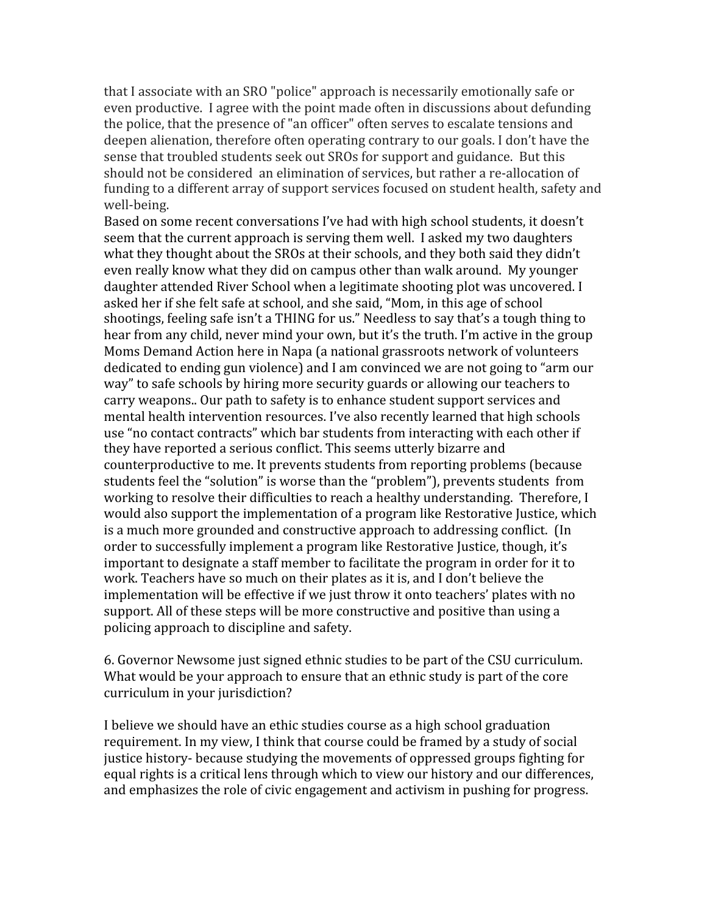that I associate with an SRO "police" approach is necessarily emotionally safe or even productive. I agree with the point made often in discussions about defunding the police, that the presence of "an officer" often serves to escalate tensions and deepen alienation, therefore often operating contrary to our goals. I don't have the sense that troubled students seek out SROs for support and guidance. But this should not be considered an elimination of services, but rather a re-allocation of funding to a different array of support services focused on student health, safety and well-being.
Based on some recent conversations I've had with high school students, it doesn't seem that the current approach is serving them well. I asked my two daughters what they thought about the SROs at their schools, and they both said they didn't even really know what they did on campus other than walk around. My younger daughter attended River School when a legitimate shooting plot was uncovered. I asked her if she felt safe at school, and she said, "Mom, in this age of school shootings, feeling safe isn't a THING for us." Needless to say that's a tough thing to hear from any child, never mind your own, but it's the truth. I'm active in the group Moms Demand Action here in Napa (a national grassroots network of volunteers dedicated to ending gun violence) and I am convinced we are not going to "arm our way" to safe schools by hiring more security guards or allowing our teachers to carry weapons.. Our path to safety is to enhance student support services and mental health intervention resources. I've also recently learned that high schools use "no contact contracts" which bar students from interacting with each other if they have reported a serious conflict. This seems utterly bizarre and counterproductive to me. It prevents students from reporting problems (because students feel the "solution" is worse than the "problem"), prevents students from working to resolve their difficulties to reach a healthy understanding. Therefore, I would also support the implementation of a program like Restorative Justice, which is a much more grounded and constructive approach to addressing conflict. (In order to successfully implement a program like Restorative Justice, though, it's important to designate a staff member to facilitate the program in order for it to work. Teachers have so much on their plates as it is, and I don't believe the implementation will be effective if we just throw it onto teachers' plates with no support. All of these steps will be more constructive and positive than using a policing approach to discipline and safety.

6. Governor Newsome just signed ethnic studies to be part of the CSU curriculum. What would be your approach to ensure that an ethnic study is part of the core curriculum in your jurisdiction?

I believe we should have an ethic studies course as a high school graduation requirement. In my view, I think that course could be framed by a study of social justice history- because studying the movements of oppressed groups fighting for equal rights is a critical lens through which to view our history and our differences, and emphasizes the role of civic engagement and activism in pushing for progress.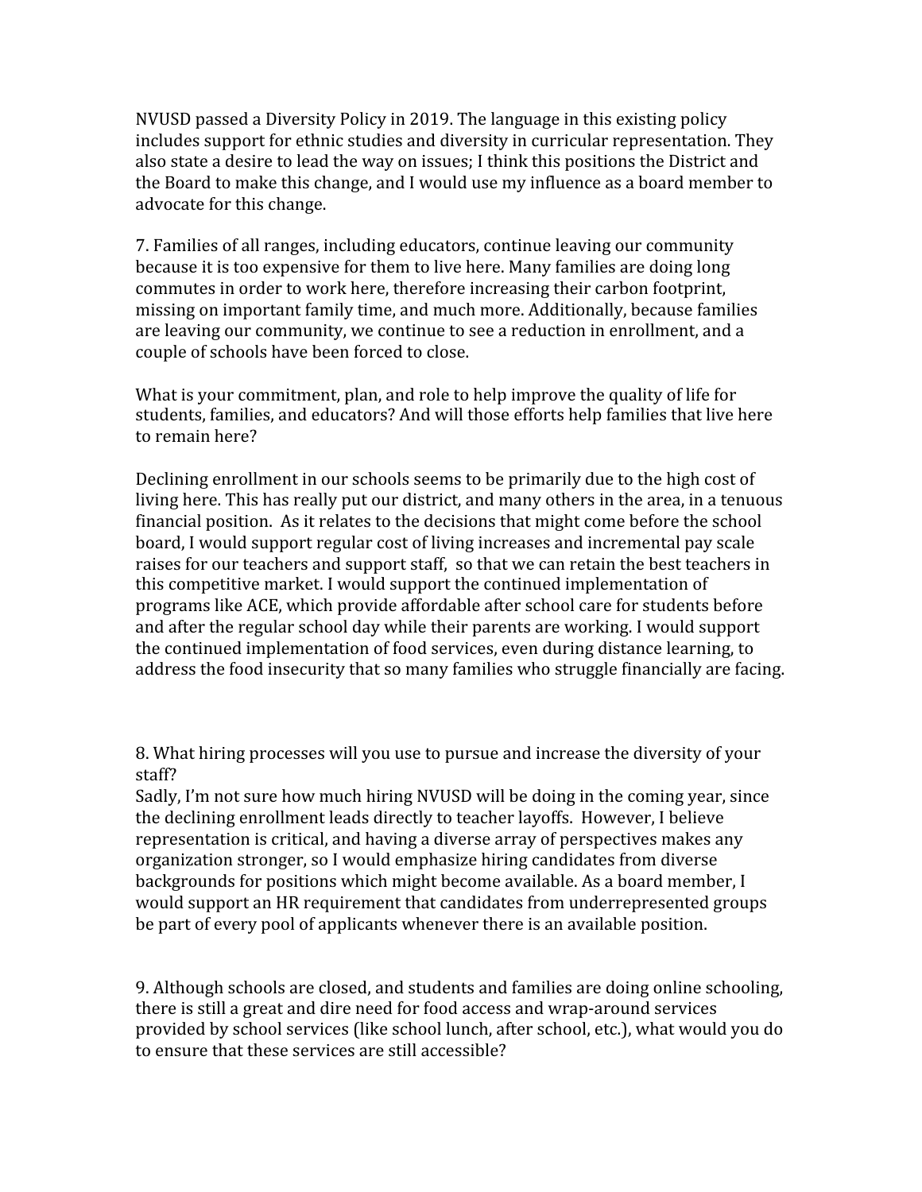NVUSD passed a Diversity Policy in 2019. The language in this existing policy includes support for ethnic studies and diversity in curricular representation. They also state a desire to lead the way on issues; I think this positions the District and the Board to make this change, and I would use my influence as a board member to advocate for this change.

7. Families of all ranges, including educators, continue leaving our community because it is too expensive for them to live here. Many families are doing long commutes in order to work here, therefore increasing their carbon footprint, missing on important family time, and much more. Additionally, because families are leaving our community, we continue to see a reduction in enrollment, and a couple of schools have been forced to close.

What is your commitment, plan, and role to help improve the quality of life for students, families, and educators? And will those efforts help families that live here to remain here?

Declining enrollment in our schools seems to be primarily due to the high cost of living here. This has really put our district, and many others in the area, in a tenuous financial position. As it relates to the decisions that might come before the school board, I would support regular cost of living increases and incremental pay scale raises for our teachers and support staff, so that we can retain the best teachers in this competitive market. I would support the continued implementation of programs like ACE, which provide affordable after school care for students before and after the regular school day while their parents are working. I would support the continued implementation of food services, even during distance learning, to address the food insecurity that so many families who struggle financially are facing.

8. What hiring processes will you use to pursue and increase the diversity of your staff?
Sadly, I'm not sure how much hiring NVUSD will be doing in the coming year, since the declining enrollment leads directly to teacher layoffs. However, I believe representation is critical, and having a diverse array of perspectives makes any organization stronger, so I would emphasize hiring candidates from diverse backgrounds for positions which might become available. As a board member, I would support an HR requirement that candidates from underrepresented groups be part of every pool of applicants whenever there is an available position.

9. Although schools are closed, and students and families are doing online schooling, there is still a great and dire need for food access and wrap-around services provided by school services (like school lunch, after school, etc.), what would you do to ensure that these services are still accessible?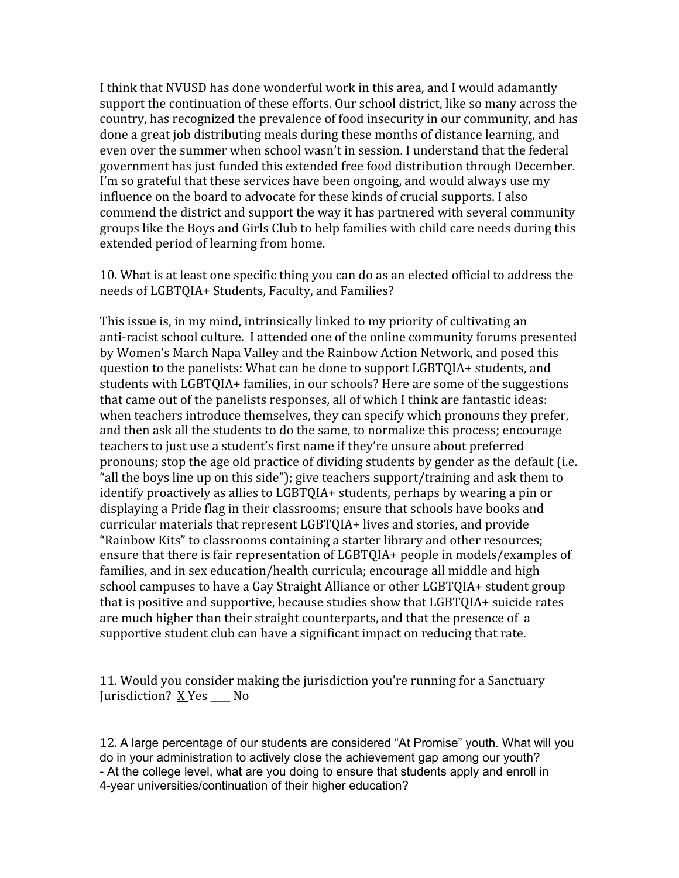I think that NVUSD has done wonderful work in this area, and I would adamantly support the continuation of these efforts. Our school district, like so many across the country, has recognized the prevalence of food insecurity in our community, and has done a great job distributing meals during these months of distance learning, and even over the summer when school wasn't in session. I understand that the federal government has just funded this extended free food distribution through December. I'm so grateful that these services have been ongoing, and would always use my influence on the board to advocate for these kinds of crucial supports. I also commend the district and support the way it has partnered with several community groups like the Boys and Girls Club to help families with child care needs during this extended period of learning from home.

10. What is at least one specific thing you can do as an elected official to address the needs of LGBTQIA+ Students, Faculty, and Families?

This issue is, in my mind, intrinsically linked to my priority of cultivating an anti-racist school culture. I attended one of the online community forums presented by Women's March Napa Valley and the Rainbow Action Network, and posed this question to the panelists: What can be done to support LGBTQIA+ students, and students with LGBTQIA+ families, in our schools? Here are some of the suggestions that came out of the panelists responses, all of which I think are fantastic ideas: when teachers introduce themselves, they can specify which pronouns they prefer, and then ask all the students to do the same, to normalize this process; encourage teachers to just use a student's first name if they're unsure about preferred pronouns; stop the age old practice of dividing students by gender as the default (i.e. "all the boys line up on this side"); give teachers support/training and ask them to identify proactively as allies to LGBTQIA+ students, perhaps by wearing a pin or displaying a Pride flag in their classrooms; ensure that schools have books and curricular materials that represent LGBTQIA+ lives and stories, and provide "Rainbow Kits" to classrooms containing a starter library and other resources; ensure that there is fair representation of LGBTQIA+ people in models/examples of families, and in sex education/health curricula; encourage all middle and high school campuses to have a Gay Straight Alliance or other LGBTQIA+ student group that is positive and supportive, because studies show that LGBTQIA+ suicide rates are much higher than their straight counterparts, and that the presence of a supportive student club can have a significant impact on reducing that rate.

11. Would you consider making the jurisdiction you're running for a Sanctuary Jurisdiction? X Yes ____ No

12. A large percentage of our students are considered "At Promise" youth. What will you do in your administration to actively close the achievement gap among our youth?
- At the college level, what are you doing to ensure that students apply and enroll in 4-year universities/continuation of their higher education?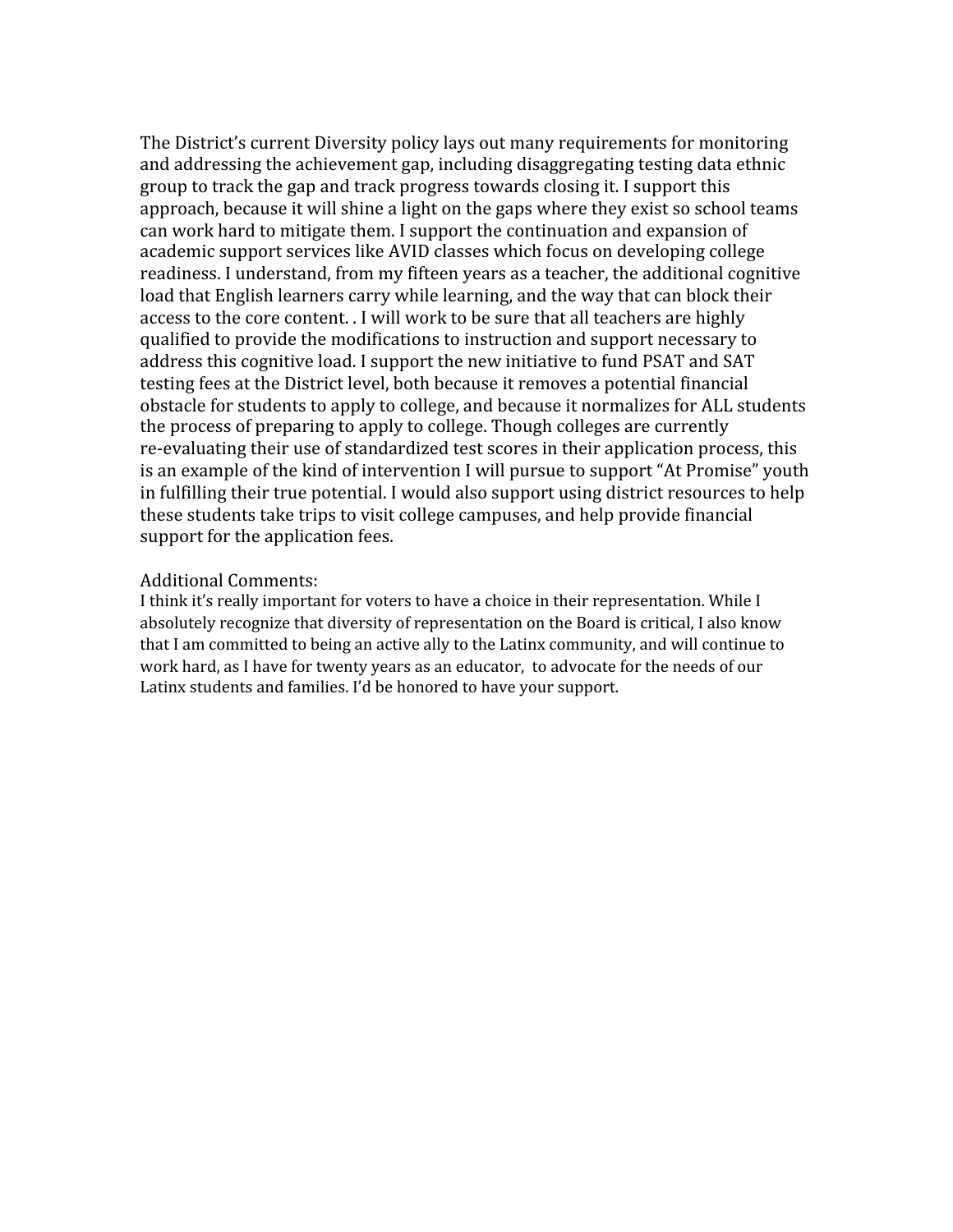The District's current Diversity policy lays out many requirements for monitoring and addressing the achievement gap, including disaggregating testing data ethnic group to track the gap and track progress towards closing it. I support this approach, because it will shine a light on the gaps where they exist so school teams can work hard to mitigate them. I support the continuation and expansion of academic support services like AVID classes which focus on developing college readiness. I understand, from my fifteen years as a teacher, the additional cognitive load that English learners carry while learning, and the way that can block their access to the core content. . I will work to be sure that all teachers are highly qualified to provide the modifications to instruction and support necessary to address this cognitive load. I support the new initiative to fund PSAT and SAT testing fees at the District level, both because it removes a potential financial obstacle for students to apply to college, and because it normalizes for ALL students the process of preparing to apply to college. Though colleges are currently re-evaluating their use of standardized test scores in their application process, this is an example of the kind of intervention I will pursue to support "At Promise" youth in fulfilling their true potential. I would also support using district resources to help these students take trips to visit college campuses, and help provide financial support for the application fees.

Additional Comments:
I think it's really important for voters to have a choice in their representation. While I absolutely recognize that diversity of representation on the Board is critical, I also know that I am committed to being an active ally to the Latinx community, and will continue to work hard, as I have for twenty years as an educator, to advocate for the needs of our Latinx students and families. I'd be honored to have your support.